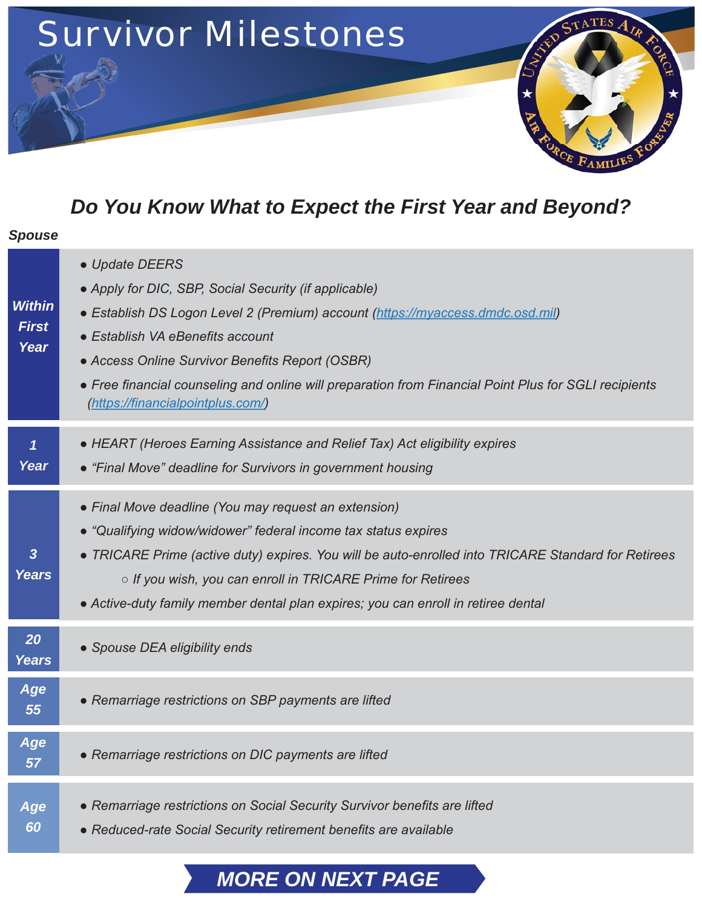# Survivor Milestones

## Do You Know What to Expect the First Year and Beyond?

***Spouse***

| | |
|---|---|
| ***Within First Year*** | • *Update DEERS*<br>• *Apply for DIC, SBP, Social Security (if applicable)*<br>• *Establish DS Logon Level 2 (Premium) account ([https://myaccess.dmdc.osd.mil](https://myaccess.dmdc.osd.mil))*<br>• *Establish VA eBenefits account*<br>• *Access Online Survivor Benefits Report (OSBR)*<br>• *Free financial counseling and online will preparation from Financial Point Plus for SGLI recipients ([https://financialpointplus.com/](https://financialpointplus.com/))* |
| ***1 Year*** | • *HEART (Heroes Earning Assistance and Relief Tax) Act eligibility expires*<br>• *"Final Move" deadline for Survivors in government housing* |
| ***3 Years*** | • *Final Move deadline (You may request an extension)*<br>• *"Qualifying widow/widower" federal income tax status expires*<br>• *TRICARE Prime (active duty) expires. You will be auto-enrolled into TRICARE Standard for Retirees*<br>&nbsp;&nbsp;&nbsp;&nbsp;○ *If you wish, you can enroll in TRICARE Prime for Retirees*<br>• *Active-duty family member dental plan expires; you can enroll in retiree dental* |
| ***20 Years*** | • *Spouse DEA eligibility ends* |
| ***Age 55*** | • *Remarriage restrictions on SBP payments are lifted* |
| ***Age 57*** | • *Remarriage restrictions on DIC payments are lifted* |
| ***Age 60*** | • *Remarriage restrictions on Social Security Survivor benefits are lifted*<br>• *Reduced-rate Social Security retirement benefits are available* |

***MORE ON NEXT PAGE***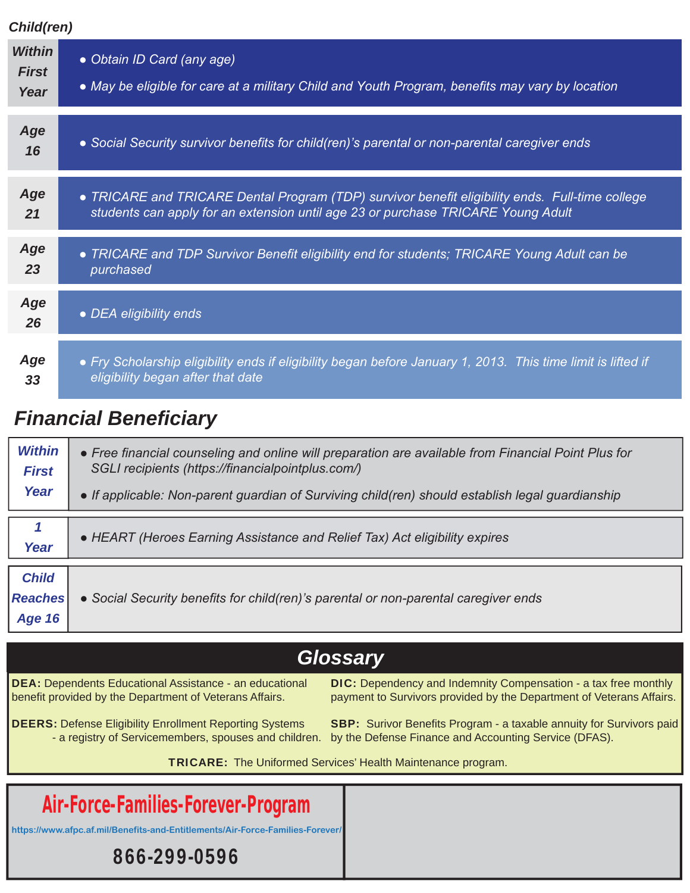***Child(ren)***

| | |
|---|---|
| ***Within First Year*** | • *Obtain ID Card (any age)*<br>• *May be eligible for care at a military Child and Youth Program, benefits may vary by location* |
| ***Age 16*** | • *Social Security survivor benefits for child(ren)'s parental or non-parental caregiver ends* |
| ***Age 21*** | • *TRICARE and TRICARE Dental Program (TDP) survivor benefit eligibility ends. Full-time college students can apply for an extension until age 23 or purchase TRICARE Young Adult* |
| ***Age 23*** | • *TRICARE and TDP Survivor Benefit eligibility end for students; TRICARE Young Adult can be purchased* |
| ***Age 26*** | • *DEA eligibility ends* |
| ***Age 33*** | • *Fry Scholarship eligibility ends if eligibility began before January 1, 2013. This time limit is lifted if eligibility began after that date* |

## *Financial Beneficiary*

| | |
|---|---|
| ***Within First Year*** | • *Free financial counseling and online will preparation are available from Financial Point Plus for SGLI recipients (https://financialpointplus.com/)*<br>• *If applicable: Non-parent guardian of Surviving child(ren) should establish legal guardianship* |
| ***1 Year*** | • *HEART (Heroes Earning Assistance and Relief Tax) Act eligibility expires* |
| ***Child Reaches Age 16*** | • *Social Security benefits for child(ren)'s parental or non-parental caregiver ends* |

## *Glossary*

**DEA:** Dependents Educational Assistance - an educational benefit provided by the Department of Veterans Affairs.

**DEERS:** Defense Eligibility Enrollment Reporting Systems - a registry of Servicemembers, spouses and children.

**DIC:** Dependency and Indemnity Compensation - a tax free monthly payment to Survivors provided by the Department of Veterans Affairs.

**SBP:** Surivor Benefits Program - a taxable annuity for Survivors paid by the Defense Finance and Accounting Service (DFAS).

**TRICARE:** The Uniformed Services' Health Maintenance program.

**Air-Force-Families-Forever-Program**

https://www.afpc.af.mil/Benefits-and-Entitlements/Air-Force-Families-Forever/

**866-299-0596**